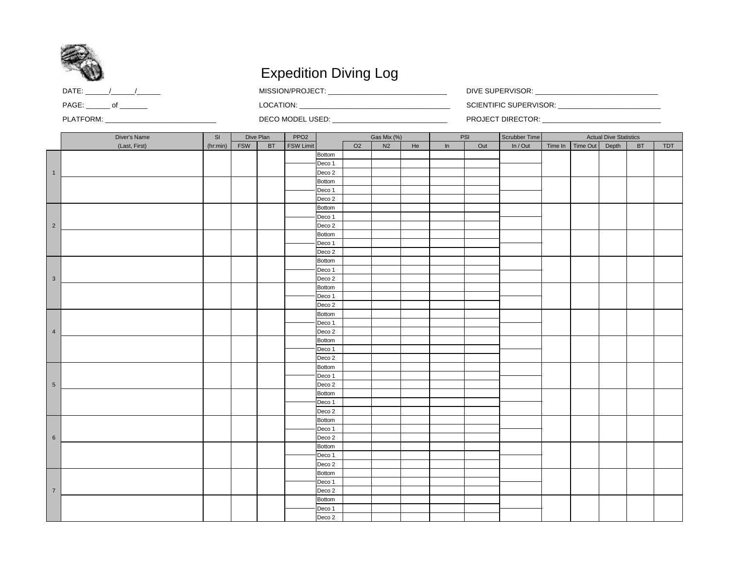# Expedition Diving Log

DATE: ______/______/______

PAGE: ______ of _______

PLATFORM: ____________________________

MISSION/PROJECT: ______________________________

LOCATION: ______________________________________

DECO MODEL USED: ______________________________

DIVE SUPERVISOR: _______________________________

SCIENTIFIC SUPERVISOR: _________________________

PROJECT DIRECTOR: ______________________________

| | Diver's Name | SI | Dive Plan | | PPO2 | | Gas Mix (%) | | | PSI | | Scrubber Time | Actual Dive Statistics | | | | | |
|---|---|---|---|---|---|---|---|---|---|---|---|---|---|---|---|---|---|---|
| | (Last, First) | (hr:min) | FSW | BT | FSW Limit | | O2 | N2 | He | In | Out | In / Out | Time In | Time Out | Depth | BT | TDT |
| 1 | | | | | | Bottom | | | | | | | | | | | |
| | | | | | | Deco 1 | | | | | | | | | | | |
| | | | | | | Deco 2 | | | | | | | | | | | |
| | | | | | | Bottom | | | | | | | | | | | |
| | | | | | | Deco 1 | | | | | | | | | | | |
| | | | | | | Deco 2 | | | | | | | | | | | |
| 2 | | | | | | Bottom | | | | | | | | | | | |
| | | | | | | Deco 1 | | | | | | | | | | | |
| | | | | | | Deco 2 | | | | | | | | | | | |
| | | | | | | Bottom | | | | | | | | | | | |
| | | | | | | Deco 1 | | | | | | | | | | | |
| | | | | | | Deco 2 | | | | | | | | | | | |
| 3 | | | | | | Bottom | | | | | | | | | | | |
| | | | | | | Deco 1 | | | | | | | | | | | |
| | | | | | | Deco 2 | | | | | | | | | | | |
| | | | | | | Bottom | | | | | | | | | | | |
| | | | | | | Deco 1 | | | | | | | | | | | |
| | | | | | | Deco 2 | | | | | | | | | | | |
| 4 | | | | | | Bottom | | | | | | | | | | | |
| | | | | | | Deco 1 | | | | | | | | | | | |
| | | | | | | Deco 2 | | | | | | | | | | | |
| | | | | | | Bottom | | | | | | | | | | | |
| | | | | | | Deco 1 | | | | | | | | | | | |
| | | | | | | Deco 2 | | | | | | | | | | | |
| 5 | | | | | | Bottom | | | | | | | | | | | |
| | | | | | | Deco 1 | | | | | | | | | | | |
| | | | | | | Deco 2 | | | | | | | | | | | |
| | | | | | | Bottom | | | | | | | | | | | |
| | | | | | | Deco 1 | | | | | | | | | | | |
| | | | | | | Deco 2 | | | | | | | | | | | |
| 6 | | | | | | Bottom | | | | | | | | | | | |
| | | | | | | Deco 1 | | | | | | | | | | | |
| | | | | | | Deco 2 | | | | | | | | | | | |
| | | | | | | Bottom | | | | | | | | | | | |
| | | | | | | Deco 1 | | | | | | | | | | | |
| | | | | | | Deco 2 | | | | | | | | | | | |
| 7 | | | | | | Bottom | | | | | | | | | | | |
| | | | | | | Deco 1 | | | | | | | | | | | |
| | | | | | | Deco 2 | | | | | | | | | | | |
| | | | | | | Bottom | | | | | | | | | | | |
| | | | | | | Deco 1 | | | | | | | | | | | |
| | | | | | | Deco 2 | | | | | | | | | | | |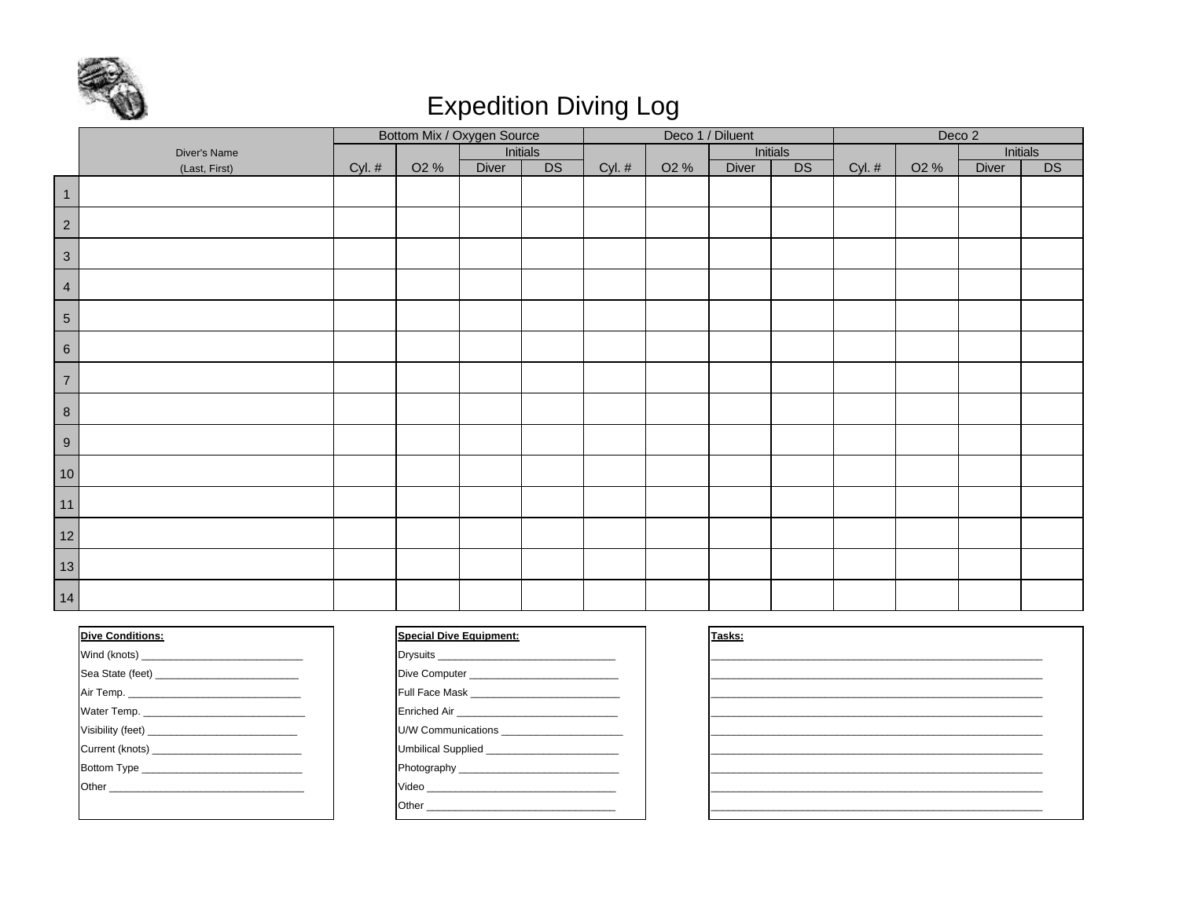# Expedition Diving Log

| | Diver's Name (Last, First) | Bottom Mix / Oxygen Source | | | | Deco 1 / Diluent | | | | Deco 2 | | | |
|---|---|---|---|---|---|---|---|---|---|---|---|---|---|
| | | | | Initials | | | | Initials | | | | Initials | |
| | | Cyl. # | O2 % | Diver | DS | Cyl. # | O2 % | Diver | DS | Cyl. # | O2 % | Diver | DS |
| 1 | | | | | | | | | | | | | |
| 2 | | | | | | | | | | | | | |
| 3 | | | | | | | | | | | | | |
| 4 | | | | | | | | | | | | | |
| 5 | | | | | | | | | | | | | |
| 6 | | | | | | | | | | | | | |
| 7 | | | | | | | | | | | | | |
| 8 | | | | | | | | | | | | | |
| 9 | | | | | | | | | | | | | |
| 10 | | | | | | | | | | | | | |
| 11 | | | | | | | | | | | | | |
| 12 | | | | | | | | | | | | | |
| 13 | | | | | | | | | | | | | |
| 14 | | | | | | | | | | | | | |

**Dive Conditions:**

Wind (knots) ____________________________

Sea State (feet) _________________________

Air Temp. ______________________________

Water Temp. ____________________________

Visibility (feet) ___________________________

Current (knots) __________________________

Bottom Type ____________________________

Other __________________________________

**Special Dive Equipment:**

Drysuits _______________________________

Dive Computer __________________________

Full Face Mask __________________________

Enriched Air ____________________________

U/W Communications _____________________

Umbilical Supplied _______________________

Photography ____________________________

Video _________________________________

Other _________________________________

**Tasks:**

___________________________________________________________

___________________________________________________________

___________________________________________________________

___________________________________________________________

___________________________________________________________

___________________________________________________________

___________________________________________________________

___________________________________________________________

___________________________________________________________